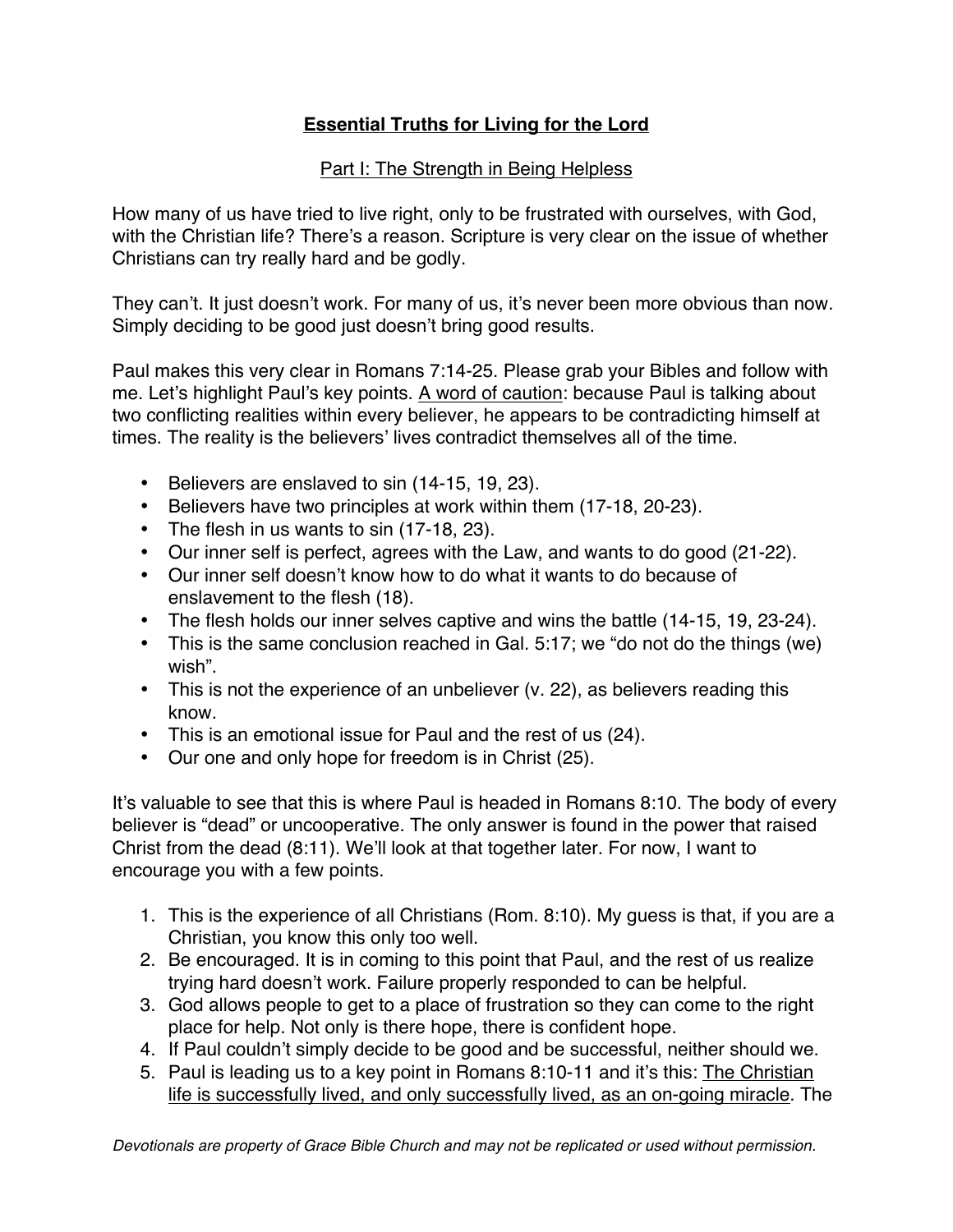# **Essential Truths for Living for the Lord**

## Part I: The Strength in Being Helpless

How many of us have tried to live right, only to be frustrated with ourselves, with God, with the Christian life? There's a reason. Scripture is very clear on the issue of whether Christians can try really hard and be godly.

They can't. It just doesn't work. For many of us, it's never been more obvious than now. Simply deciding to be good just doesn't bring good results.

Paul makes this very clear in Romans 7:14-25. Please grab your Bibles and follow with me. Let's highlight Paul's key points. A word of caution: because Paul is talking about two conflicting realities within every believer, he appears to be contradicting himself at times. The reality is the believers' lives contradict themselves all of the time.

- Believers are enslaved to sin (14-15, 19, 23).
- Believers have two principles at work within them (17-18, 20-23).
- The flesh in us wants to sin (17-18, 23).
- Our inner self is perfect, agrees with the Law, and wants to do good (21-22).
- Our inner self doesn't know how to do what it wants to do because of enslavement to the flesh (18).
- The flesh holds our inner selves captive and wins the battle (14-15, 19, 23-24).
- This is the same conclusion reached in Gal. 5:17; we "do not do the things (we) wish".
- This is not the experience of an unbeliever (v. 22), as believers reading this know.
- This is an emotional issue for Paul and the rest of us (24).
- Our one and only hope for freedom is in Christ (25).

It's valuable to see that this is where Paul is headed in Romans 8:10. The body of every believer is "dead" or uncooperative. The only answer is found in the power that raised Christ from the dead (8:11). We'll look at that together later. For now, I want to encourage you with a few points.

1. This is the experience of all Christians (Rom. 8:10). My guess is that, if you are a Christian, you know this only too well.
2. Be encouraged. It is in coming to this point that Paul, and the rest of us realize trying hard doesn't work. Failure properly responded to can be helpful.
3. God allows people to get to a place of frustration so they can come to the right place for help. Not only is there hope, there is confident hope.
4. If Paul couldn't simply decide to be good and be successful, neither should we.
5. Paul is leading us to a key point in Romans 8:10-11 and it's this: The Christian life is successfully lived, and only successfully lived, as an on-going miracle. The

*Devotionals are property of Grace Bible Church and may not be replicated or used without permission.*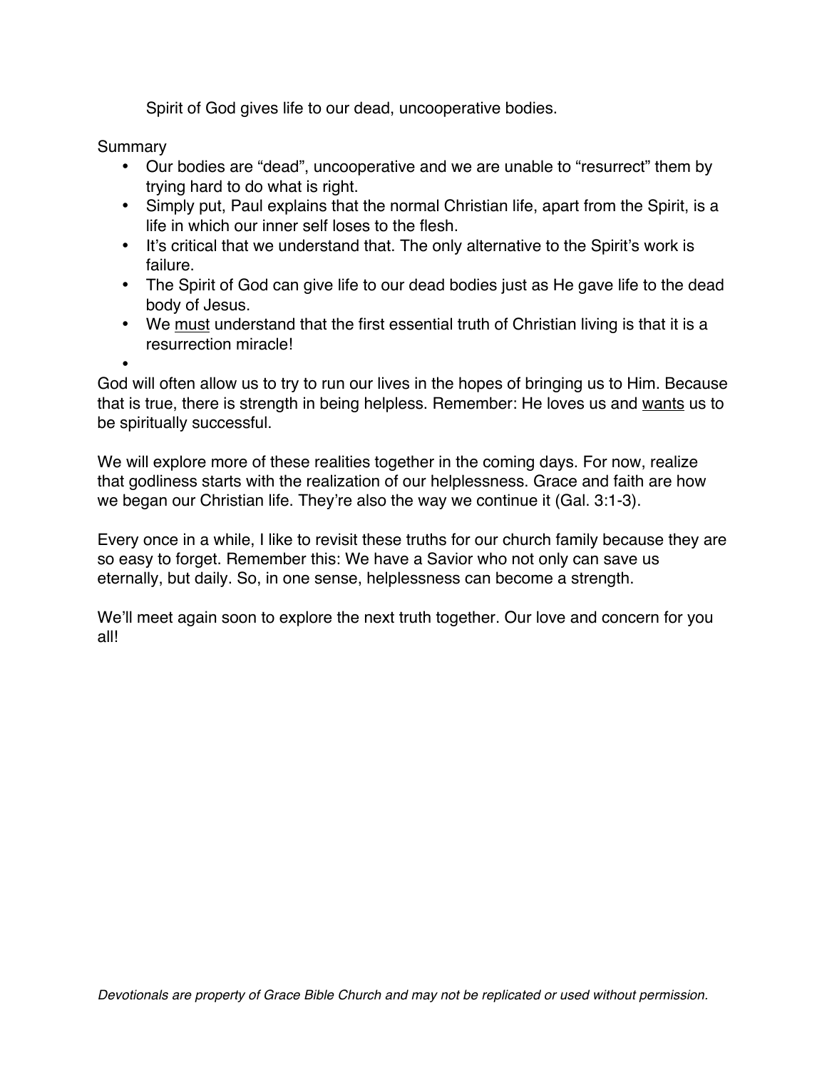Spirit of God gives life to our dead, uncooperative bodies.

Summary

- Our bodies are “dead”, uncooperative and we are unable to “resurrect” them by trying hard to do what is right.
- Simply put, Paul explains that the normal Christian life, apart from the Spirit, is a life in which our inner self loses to the flesh.
- It’s critical that we understand that. The only alternative to the Spirit’s work is failure.
- The Spirit of God can give life to our dead bodies just as He gave life to the dead body of Jesus.
- We <u>must</u> understand that the first essential truth of Christian living is that it is a resurrection miracle!
-

God will often allow us to try to run our lives in the hopes of bringing us to Him. Because that is true, there is strength in being helpless. Remember: He loves us and <u>wants</u> us to be spiritually successful.

We will explore more of these realities together in the coming days. For now, realize that godliness starts with the realization of our helplessness. Grace and faith are how we began our Christian life. They’re also the way we continue it (Gal. 3:1-3).

Every once in a while, I like to revisit these truths for our church family because they are so easy to forget. Remember this: We have a Savior who not only can save us eternally, but daily. So, in one sense, helplessness can become a strength.

We’ll meet again soon to explore the next truth together. Our love and concern for you all!

*Devotionals are property of Grace Bible Church and may not be replicated or used without permission.*